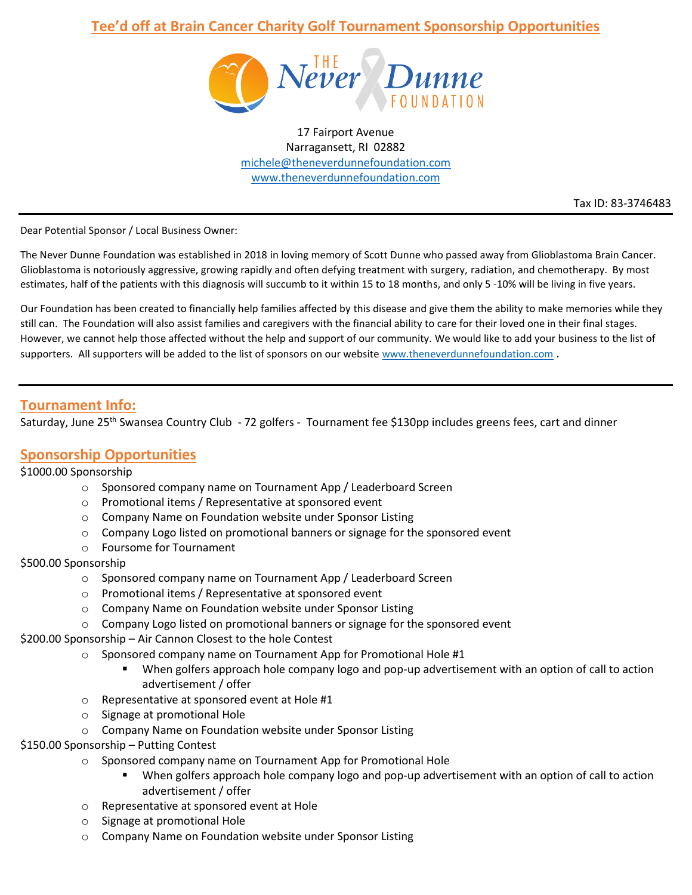# Tee'd off at Brain Cancer Charity Golf Tournament Sponsorship Opportunities

THE Never Dunne FOUNDATION

17 Fairport Avenue
Narragansett, RI 02882
michele@theneverdunnefoundation.com
www.theneverdunnefoundation.com

Tax ID: 83-3746483

---

Dear Potential Sponsor / Local Business Owner:

The Never Dunne Foundation was established in 2018 in loving memory of Scott Dunne who passed away from Glioblastoma Brain Cancer. Glioblastoma is notoriously aggressive, growing rapidly and often defying treatment with surgery, radiation, and chemotherapy. By most estimates, half of the patients with this diagnosis will succumb to it within 15 to 18 months, and only 5 -10% will be living in five years.

Our Foundation has been created to financially help families affected by this disease and give them the ability to make memories while they still can. The Foundation will also assist families and caregivers with the financial ability to care for their loved one in their final stages. However, we cannot help those affected without the help and support of our community. We would like to add your business to the list of supporters. All supporters will be added to the list of sponsors on our website www.theneverdunnefoundation.com .

---

## Tournament Info:

Saturday, June 25th Swansea Country Club - 72 golfers - Tournament fee $130pp includes greens fees, cart and dinner

## Sponsorship Opportunities

$1000.00 Sponsorship

- Sponsored company name on Tournament App / Leaderboard Screen
- Promotional items / Representative at sponsored event
- Company Name on Foundation website under Sponsor Listing
- Company Logo listed on promotional banners or signage for the sponsored event
- Foursome for Tournament

$500.00 Sponsorship

- Sponsored company name on Tournament App / Leaderboard Screen
- Promotional items / Representative at sponsored event
- Company Name on Foundation website under Sponsor Listing
- Company Logo listed on promotional banners or signage for the sponsored event

$200.00 Sponsorship – Air Cannon Closest to the hole Contest

- Sponsored company name on Tournament App for Promotional Hole #1
  - When golfers approach hole company logo and pop-up advertisement with an option of call to action advertisement / offer
- Representative at sponsored event at Hole #1
- Signage at promotional Hole
- Company Name on Foundation website under Sponsor Listing

$150.00 Sponsorship – Putting Contest

- Sponsored company name on Tournament App for Promotional Hole
  - When golfers approach hole company logo and pop-up advertisement with an option of call to action advertisement / offer
- Representative at sponsored event at Hole
- Signage at promotional Hole
- Company Name on Foundation website under Sponsor Listing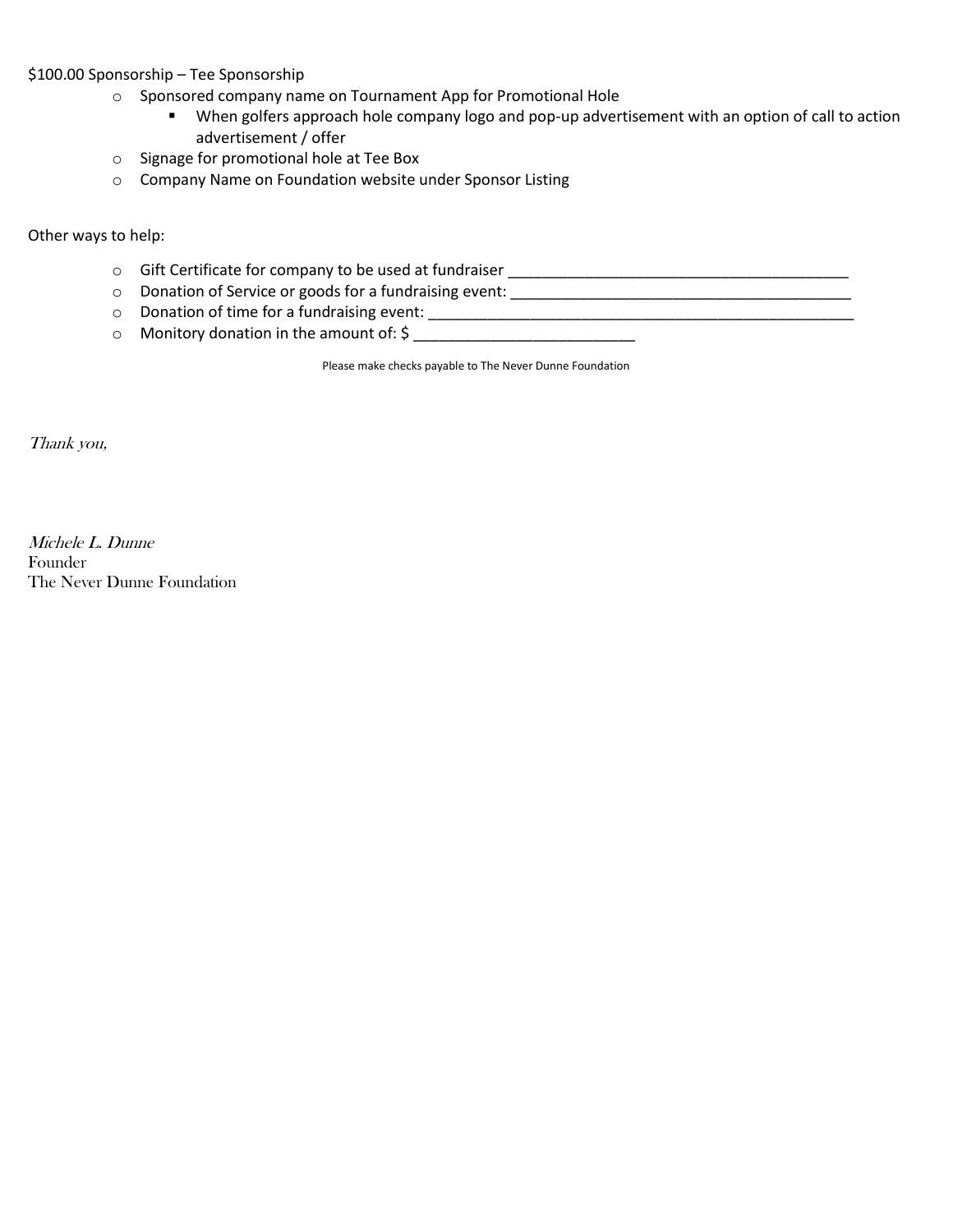$100.00 Sponsorship – Tee Sponsorship

- Sponsored company name on Tournament App for Promotional Hole
    - When golfers approach hole company logo and pop-up advertisement with an option of call to action advertisement / offer
- Signage for promotional hole at Tee Box
- Company Name on Foundation website under Sponsor Listing

Other ways to help:

- Gift Certificate for company to be used at fundraiser ________________________________________
- Donation of Service or goods for a fundraising event: ________________________________________
- Donation of time for a fundraising event: ___________________________________________________
- Monitory donation in the amount of: $ _________________________

Please make checks payable to The Never Dunne Foundation

*Thank you,*

*Michele L. Dunne*
Founder
The Never Dunne Foundation